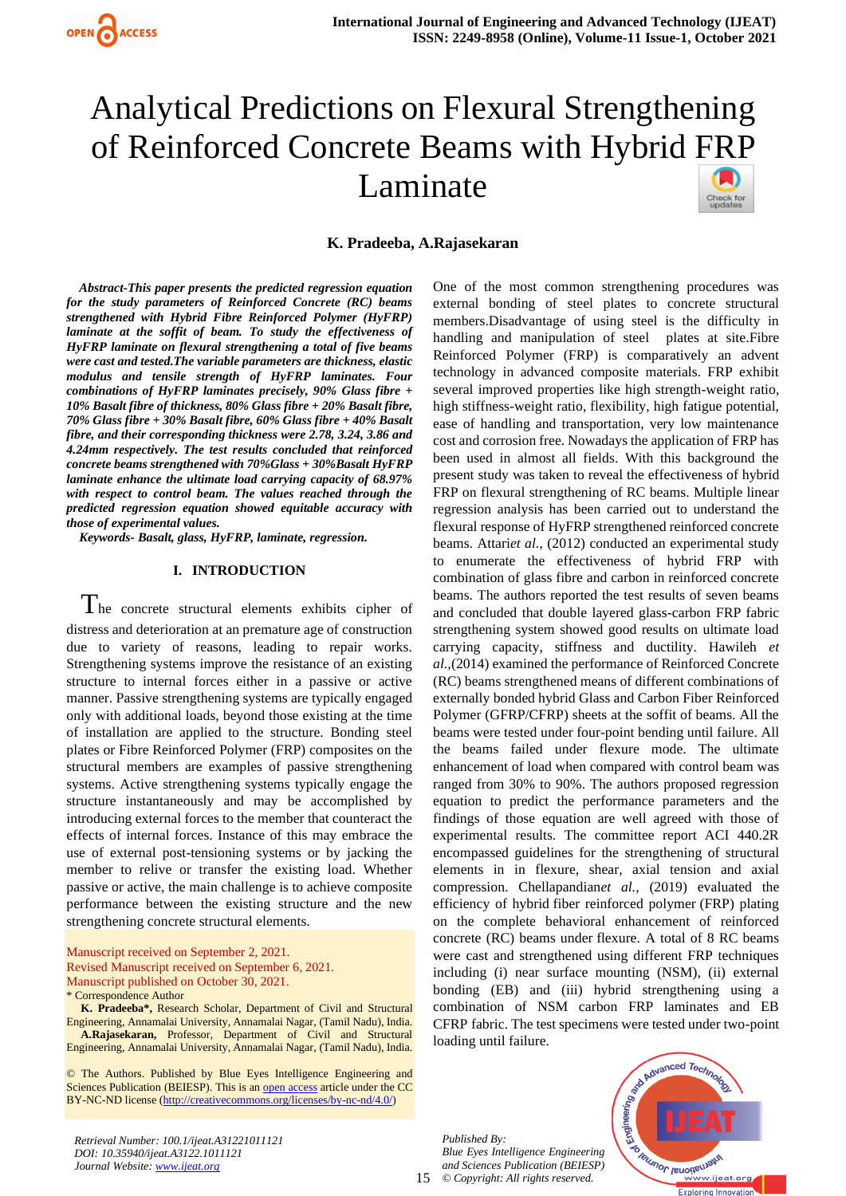# Analytical Predictions on Flexural Strengthening of Reinforced Concrete Beams with Hybrid FRP Laminate

**K. Pradeeba, A.Rajasekaran**

***Abstract-This paper presents the predicted regression equation for the study parameters of Reinforced Concrete (RC) beams strengthened with Hybrid Fibre Reinforced Polymer (HyFRP) laminate at the soffit of beam. To study the effectiveness of HyFRP laminate on flexural strengthening a total of five beams were cast and tested.The variable parameters are thickness, elastic modulus and tensile strength of HyFRP laminates. Four combinations of HyFRP laminates precisely, 90% Glass fibre + 10% Basalt fibre of thickness, 80% Glass fibre + 20% Basalt fibre, 70% Glass fibre + 30% Basalt fibre, 60% Glass fibre + 40% Basalt fibre, and their corresponding thickness were 2.78, 3.24, 3.86 and 4.24mm respectively. The test results concluded that reinforced concrete beams strengthened with 70%Glass + 30%Basalt HyFRP laminate enhance the ultimate load carrying capacity of 68.97% with respect to control beam. The values reached through the predicted regression equation showed equitable accuracy with those of experimental values.***

***Keywords- Basalt, glass, HyFRP, laminate, regression.***

## I. INTRODUCTION

The concrete structural elements exhibits cipher of distress and deterioration at an premature age of construction due to variety of reasons, leading to repair works. Strengthening systems improve the resistance of an existing structure to internal forces either in a passive or active manner. Passive strengthening systems are typically engaged only with additional loads, beyond those existing at the time of installation are applied to the structure. Bonding steel plates or Fibre Reinforced Polymer (FRP) composites on the structural members are examples of passive strengthening systems. Active strengthening systems typically engage the structure instantaneously and may be accomplished by introducing external forces to the member that counteract the effects of internal forces. Instance of this may embrace the use of external post-tensioning systems or by jacking the member to relive or transfer the existing load. Whether passive or active, the main challenge is to achieve composite performance between the existing structure and the new strengthening concrete structural elements.

Manuscript received on September 2, 2021.
Revised Manuscript received on September 6, 2021.
Manuscript published on October 30, 2021.
\* Correspondence Author

**K. Pradeeba\***, Research Scholar, Department of Civil and Structural Engineering, Annamalai University, Annamalai Nagar, (Tamil Nadu), India.
**A.Rajasekaran,** Professor, Department of Civil and Structural Engineering, Annamalai University, Annamalai Nagar, (Tamil Nadu), India.

© The Authors. Published by Blue Eyes Intelligence Engineering and Sciences Publication (BEIESP). This is an open access article under the CC BY-NC-ND license (http://creativecommons.org/licenses/by-nc-nd/4.0/)

One of the most common strengthening procedures was external bonding of steel plates to concrete structural members.Disadvantage of using steel is the difficulty in handling and manipulation of steel plates at site.Fibre Reinforced Polymer (FRP) is comparatively an advent technology in advanced composite materials. FRP exhibit several improved properties like high strength-weight ratio, high stiffness-weight ratio, flexibility, high fatigue potential, ease of handling and transportation, very low maintenance cost and corrosion free. Nowadays the application of FRP has been used in almost all fields. With this background the present study was taken to reveal the effectiveness of hybrid FRP on flexural strengthening of RC beams. Multiple linear regression analysis has been carried out to understand the flexural response of HyFRP strengthened reinforced concrete beams. Attari*et al.,* (2012) conducted an experimental study to enumerate the effectiveness of hybrid FRP with combination of glass fibre and carbon in reinforced concrete beams. The authors reported the test results of seven beams and concluded that double layered glass-carbon FRP fabric strengthening system showed good results on ultimate load carrying capacity, stiffness and ductility. Hawileh *et al.,*(2014) examined the performance of Reinforced Concrete (RC) beams strengthened means of different combinations of externally bonded hybrid Glass and Carbon Fiber Reinforced Polymer (GFRP/CFRP) sheets at the soffit of beams. All the beams were tested under four-point bending until failure. All the beams failed under flexure mode. The ultimate enhancement of load when compared with control beam was ranged from 30% to 90%. The authors proposed regression equation to predict the performance parameters and the findings of those equation are well agreed with those of experimental results. The committee report ACI 440.2R encompassed guidelines for the strengthening of structural elements in in flexure, shear, axial tension and axial compression. Chellapandian*et al.,* (2019) evaluated the efficiency of hybrid fiber reinforced polymer (FRP) plating on the complete behavioral enhancement of reinforced concrete (RC) beams under flexure. A total of 8 RC beams were cast and strengthened using different FRP techniques including (i) near surface mounting (NSM), (ii) external bonding (EB) and (iii) hybrid strengthening using a combination of NSM carbon FRP laminates and EB CFRP fabric. The test specimens were tested under two-point loading until failure.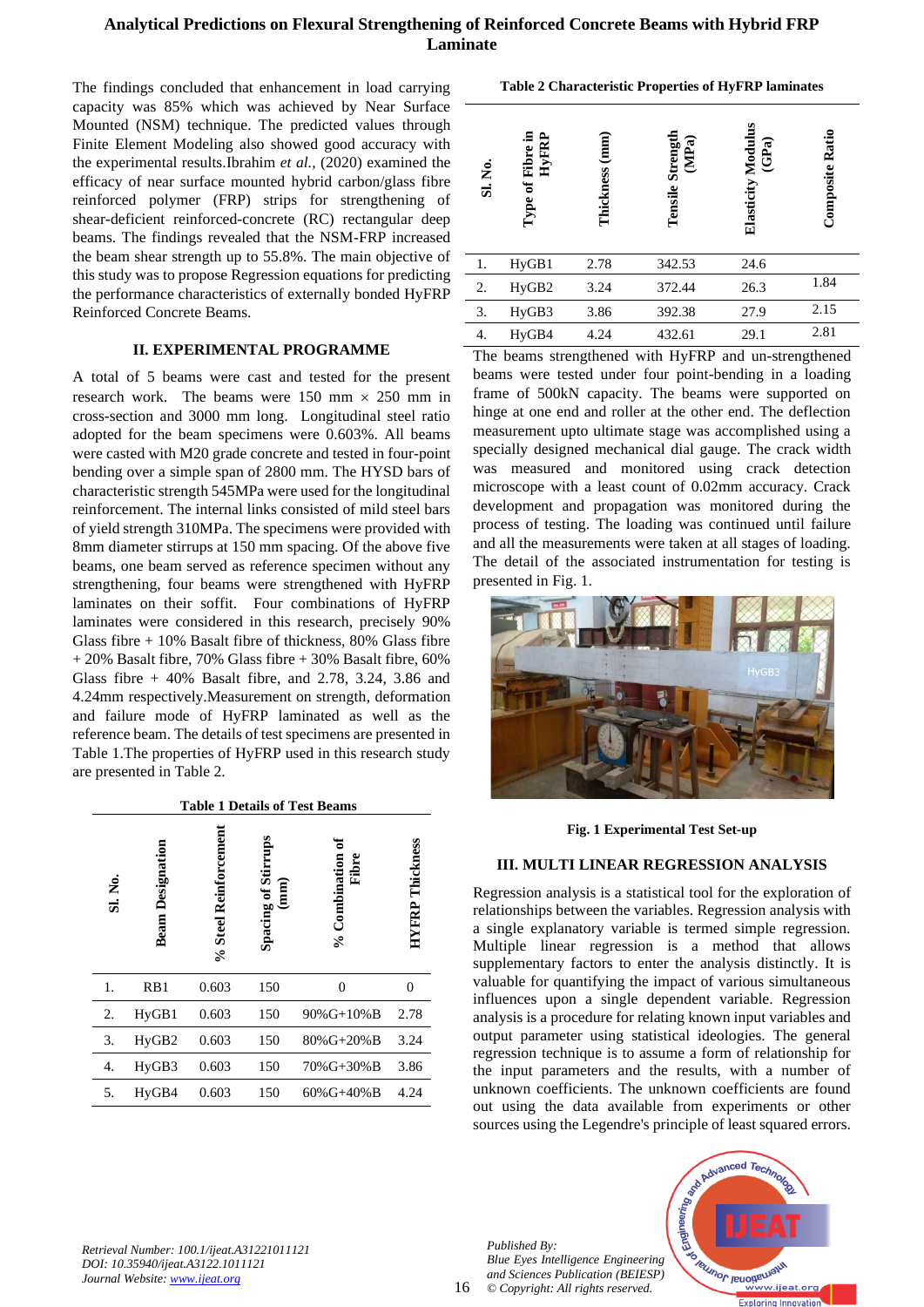The findings concluded that enhancement in load carrying capacity was 85% which was achieved by Near Surface Mounted (NSM) technique. The predicted values through Finite Element Modeling also showed good accuracy with the experimental results.Ibrahim *et al.,* (2020) examined the efficacy of near surface mounted hybrid carbon/glass fibre reinforced polymer (FRP) strips for strengthening of shear-deficient reinforced-concrete (RC) rectangular deep beams. The findings revealed that the NSM-FRP increased the beam shear strength up to 55.8%. The main objective of this study was to propose Regression equations for predicting the performance characteristics of externally bonded HyFRP Reinforced Concrete Beams.

## II. EXPERIMENTAL PROGRAMME

A total of 5 beams were cast and tested for the present research work. The beams were 150 mm × 250 mm in cross-section and 3000 mm long. Longitudinal steel ratio adopted for the beam specimens were 0.603%. All beams were casted with M20 grade concrete and tested in four-point bending over a simple span of 2800 mm. The HYSD bars of characteristic strength 545MPa were used for the longitudinal reinforcement. The internal links consisted of mild steel bars of yield strength 310MPa. The specimens were provided with 8mm diameter stirrups at 150 mm spacing. Of the above five beams, one beam served as reference specimen without any strengthening, four beams were strengthened with HyFRP laminates on their soffit. Four combinations of HyFRP laminates were considered in this research, precisely 90% Glass fibre + 10% Basalt fibre of thickness, 80% Glass fibre + 20% Basalt fibre, 70% Glass fibre + 30% Basalt fibre, 60% Glass fibre + 40% Basalt fibre, and 2.78, 3.24, 3.86 and 4.24mm respectively.Measurement on strength, deformation and failure mode of HyFRP laminated as well as the reference beam. The details of test specimens are presented in Table 1.The properties of HyFRP used in this research study are presented in Table 2.

**Table 1 Details of Test Beams**

| Sl. No. | Beam Designation | % Steel Reinforcement | Spacing of Stirrups (mm) | % Combination of Fibre | HYFRP Thickness |
|---|---|---|---|---|---|
| 1. | RB1 | 0.603 | 150 | 0 | 0 |
| 2. | HyGB1 | 0.603 | 150 | 90%G+10%B | 2.78 |
| 3. | HyGB2 | 0.603 | 150 | 80%G+20%B | 3.24 |
| 4. | HyGB3 | 0.603 | 150 | 70%G+30%B | 3.86 |
| 5. | HyGB4 | 0.603 | 150 | 60%G+40%B | 4.24 |

**Table 2 Characteristic Properties of HyFRP laminates**

| Sl. No. | Type of Fibre in HyFRP | Thickness (mm) | Tensile Strength (MPa) | Elasticity Modulus (GPa) | Composite Ratio |
|---|---|---|---|---|---|
| 1. | HyGB1 | 2.78 | 342.53 | 24.6 | |
| 2. | HyGB2 | 3.24 | 372.44 | 26.3 | 1.84 |
| 3. | HyGB3 | 3.86 | 392.38 | 27.9 | 2.15 |
| 4. | HyGB4 | 4.24 | 432.61 | 29.1 | 2.81 |

The beams strengthened with HyFRP and un-strengthened beams were tested under four point-bending in a loading frame of 500kN capacity. The beams were supported on hinge at one end and roller at the other end. The deflection measurement upto ultimate stage was accomplished using a specially designed mechanical dial gauge. The crack width was measured and monitored using crack detection microscope with a least count of 0.02mm accuracy. Crack development and propagation was monitored during the process of testing. The loading was continued until failure and all the measurements were taken at all stages of loading. The detail of the associated instrumentation for testing is presented in Fig. 1.

**Fig. 1 Experimental Test Set-up**

## III. MULTI LINEAR REGRESSION ANALYSIS

Regression analysis is a statistical tool for the exploration of relationships between the variables. Regression analysis with a single explanatory variable is termed simple regression. Multiple linear regression is a method that allows supplementary factors to enter the analysis distinctly. It is valuable for quantifying the impact of various simultaneous influences upon a single dependent variable. Regression analysis is a procedure for relating known input variables and output parameter using statistical ideologies. The general regression technique is to assume a form of relationship for the input parameters and the results, with a number of unknown coefficients. The unknown coefficients are found out using the data available from experiments or other sources using the Legendre's principle of least squared errors.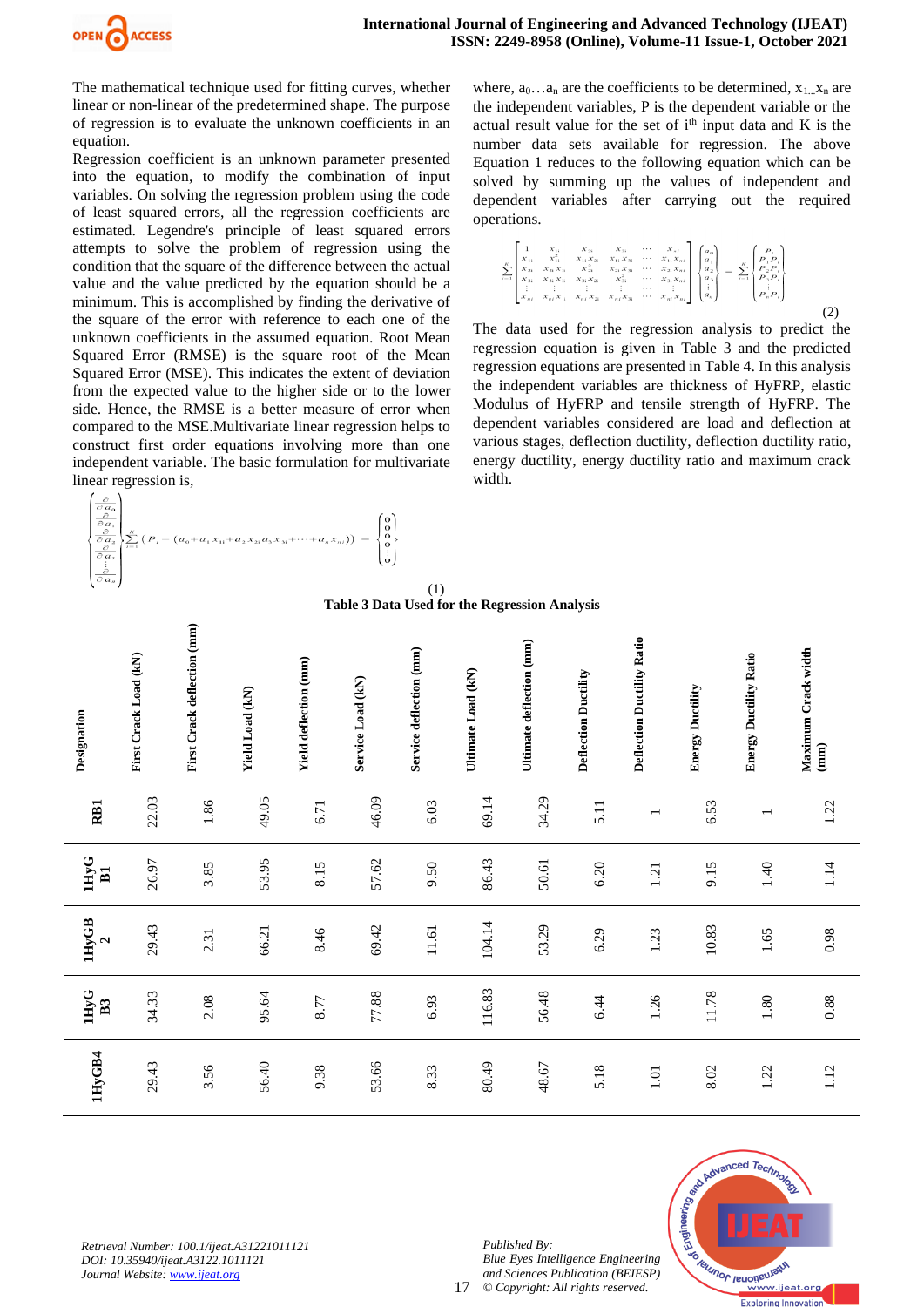The mathematical technique used for fitting curves, whether linear or non-linear of the predetermined shape. The purpose of regression is to evaluate the unknown coefficients in an equation.

Regression coefficient is an unknown parameter presented into the equation, to modify the combination of input variables. On solving the regression problem using the code of least squared errors, all the regression coefficients are estimated. Legendre's principle of least squared errors attempts to solve the problem of regression using the condition that the square of the difference between the actual value and the value predicted by the equation should be a minimum. This is accomplished by finding the derivative of the square of the error with reference to each one of the unknown coefficients in the assumed equation. Root Mean Squared Error (RMSE) is the square root of the Mean Squared Error (MSE). This indicates the extent of deviation from the expected value to the higher side or to the lower side. Hence, the RMSE is a better measure of error when compared to the MSE.Multivariate linear regression helps to construct first order equations involving more than one independent variable. The basic formulation for multivariate linear regression is,

$$\begin{Bmatrix} \frac{\partial}{\partial a_0} \\ \frac{\partial}{\partial a_1} \\ \frac{\partial}{\partial a_2} \\ \frac{\partial}{\partial a_3} \\ \vdots \\ \frac{\partial}{\partial a_n} \end{Bmatrix} \sum_{i=1}^{K} \left(P_i - (a_0 + a_1 x_{1i} + a_2 x_{2i} a_3 x_{3i} + \cdots + a_n x_{ni})\right) = \begin{Bmatrix} 0 \\ 0 \\ 0 \\ 0 \\ \vdots \\ 0 \end{Bmatrix} \quad (1)$$

where, $a_0 \ldots a_n$ are the coefficients to be determined, $x_{1 \ldots} x_n$ are the independent variables, P is the dependent variable or the actual result value for the set of $i^{th}$ input data and K is the number data sets available for regression. The above Equation 1 reduces to the following equation which can be solved by summing up the values of independent and dependent variables after carrying out the required operations.

$$\sum_{i=1}^{K} \begin{bmatrix} 1 & x_{1i} & x_{2i} & x_{3i} & \cdots & x_{ni} \\ x_{1i} & x_{1i}^2 & x_{1i}x_{2i} & x_{1i}x_{3i} & \cdots & x_{1i}x_{ni} \\ x_{2i} & x_{2i}x_{1i} & x_{2i}^2 & x_{2i}x_{3i} & \cdots & x_{2i}x_{ni} \\ x_{3i} & x_{3i}x_{1i} & x_{3i}x_{2i} & x_{3i}^2 & \cdots & x_{3i}x_{ni} \\ \vdots & \vdots & \vdots & \vdots & \cdots & \vdots \\ x_{ni} & x_{ni}x_{1i} & x_{ni}x_{2i} & x_{ni}x_{3i} & \cdots & x_{ni}x_{ni} \end{bmatrix} \begin{Bmatrix} a_0 \\ a_1 \\ a_2 \\ a_3 \\ \vdots \\ a_n \end{Bmatrix} = \sum_{i=1}^{K} \begin{Bmatrix} P_i \\ P_1 P_i \\ P_2 P_i \\ P_3 P_i \\ \vdots \\ P_n P_i \end{Bmatrix} \quad (2)$$

The data used for the regression analysis to predict the regression equation is given in Table 3 and the predicted regression equations are presented in Table 4. In this analysis the independent variables are thickness of HyFRP, elastic Modulus of HyFRP and tensile strength of HyFRP. The dependent variables considered are load and deflection at various stages, deflection ductility, deflection ductility ratio, energy ductility, energy ductility ratio and maximum crack width.

**Table 3 Data Used for the Regression Analysis**

| Designation | First Crack Load (kN) | First Crack deflection (mm) | Yield Load (kN) | Yield deflection (mm) | Service Load (kN) | Service deflection (mm) | Ultimate Load (kN) | Ultimate deflection (mm) | Deflection Ductility | Deflection Ductility Ratio | Energy Ductility | Energy Ductility Ratio | Maximum Crack width (mm) |
|---|---|---|---|---|---|---|---|---|---|---|---|---|---|
| RB1 | 22.03 | 1.86 | 49.05 | 6.71 | 46.09 | 6.03 | 69.14 | 34.29 | 5.11 | 1 | 6.53 | 1 | 1.22 |
| 1HyGB1 | 26.97 | 3.85 | 53.95 | 8.15 | 57.62 | 9.50 | 86.43 | 50.61 | 6.20 | 1.21 | 9.15 | 1.40 | 1.14 |
| 1HyGB2 | 29.43 | 2.31 | 66.21 | 8.46 | 69.42 | 11.61 | 104.14 | 53.29 | 6.29 | 1.23 | 10.83 | 1.65 | 0.98 |
| 1HyGB3 | 34.33 | 2.08 | 95.64 | 8.77 | 77.88 | 6.93 | 116.83 | 56.48 | 6.44 | 1.26 | 11.78 | 1.80 | 0.88 |
| 1HyGB4 | 29.43 | 3.56 | 56.40 | 9.38 | 53.66 | 8.33 | 80.49 | 48.67 | 5.18 | 1.01 | 8.02 | 1.22 | 1.12 |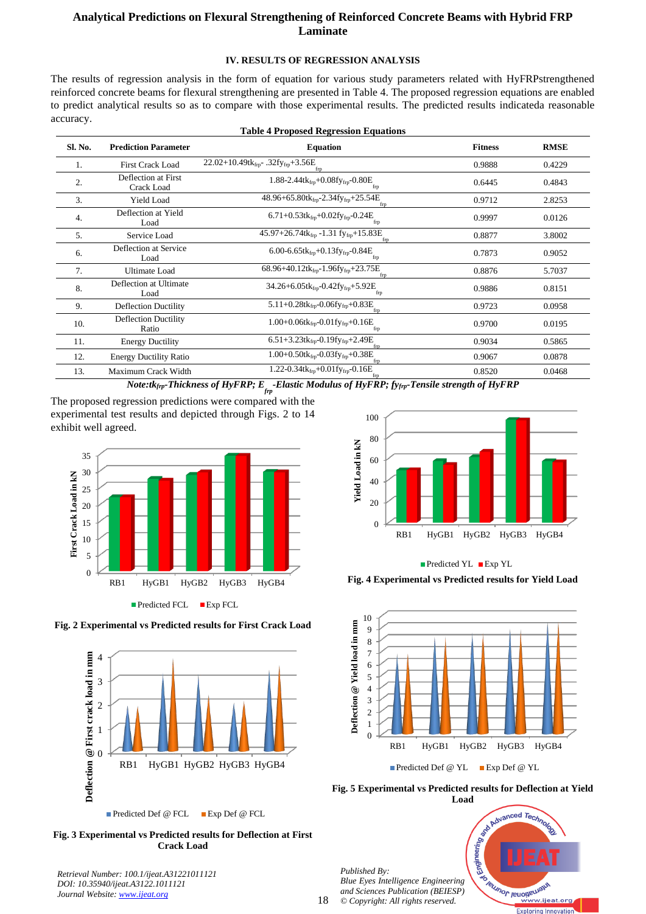## IV. RESULTS OF REGRESSION ANALYSIS

The results of regression analysis in the form of equation for various study parameters related with HyFRPstrengthened reinforced concrete beams for flexural strengthening are presented in Table 4. The proposed regression equations are enabled to predict analytical results so as to compare with those experimental results. The predicted results indicateda reasonable accuracy.

**Table 4 Proposed Regression Equations**

| Sl. No. | Prediction Parameter | Equation | Fitness | RMSE |
|---|---|---|---|---|
| 1. | First Crack Load | $22.02+10.49tk_{frp}-.32fy_{frp}+3.56E_{frp}$ | 0.9888 | 0.4229 |
| 2. | Deflection at First Crack Load | $1.88-2.44tk_{frp}+0.08fy_{frp}-0.80E_{frp}$ | 0.6445 | 0.4843 |
| 3. | Yield Load | $48.96+65.80tk_{frp}-2.34fy_{frp}+25.54E_{frp}$ | 0.9712 | 2.8253 |
| 4. | Deflection at Yield Load | $6.71+0.53tk_{frp}+0.02fy_{frp}-0.24E_{frp}$ | 0.9997 | 0.0126 |
| 5. | Service Load | $45.97+26.74tk_{frp}-1.31fy_{frp}+15.83E_{frp}$ | 0.8877 | 3.8002 |
| 6. | Deflection at Service Load | $6.00-6.65tk_{frp}+0.13fy_{frp}-0.84E_{frp}$ | 0.7873 | 0.9052 |
| 7. | Ultimate Load | $68.96+40.12tk_{frp}-1.96fy_{frp}+23.75E_{frp}$ | 0.8876 | 5.7037 |
| 8. | Deflection at Ultimate Load | $34.26+6.05tk_{frp}-0.42fy_{frp}+5.92E_{frp}$ | 0.9886 | 0.8151 |
| 9. | Deflection Ductility | $5.11+0.28tk_{frp}-0.06fy_{frp}+0.83E_{frp}$ | 0.9723 | 0.0958 |
| 10. | Deflection Ductility Ratio | $1.00+0.06tk_{frp}-0.01fy_{frp}+0.16E_{frp}$ | 0.9700 | 0.0195 |
| 11. | Energy Ductility | $6.51+3.23tk_{frp}-0.19fy_{frp}+2.49E_{frp}$ | 0.9034 | 0.5865 |
| 12. | Energy Ductility Ratio | $1.00+0.50tk_{frp}-0.03fy_{frp}+0.38E_{frp}$ | 0.9067 | 0.0878 |
| 13. | Maximum Crack Width | $1.22-0.34tk_{frp}+0.01fy_{frp}-0.16E_{frp}$ | 0.8520 | 0.0468 |

***Note:*** *$tk_{frp}$-Thickness of HyFRP; $E_{frp}$-Elastic Modulus of HyFRP; $fy_{frp}$-Tensile strength of HyFRP*

The proposed regression predictions were compared with the experimental test results and depicted through Figs. 2 to 14 exhibit well agreed.

First Crack Load in kN
0 5 10 15 20 25 30 35
RB1 HyGB1 HyGB2 HyGB3 HyGB4
Predicted FCL Exp FCL

**Fig. 2 Experimental vs Predicted results for First Crack Load**

Deflection @ First crack load in mm
0 1 2 3 4
RB1 HyGB1 HyGB2 HyGB3 HyGB4
Predicted Def @ FCL Exp Def @ FCL

**Fig. 3 Experimental vs Predicted results for Deflection at First Crack Load**

Yield Load in kN
0 20 40 60 80 100
RB1 HyGB1 HyGB2 HyGB3 HyGB4
Predicted YL Exp YL

**Fig. 4 Experimental vs Predicted results for Yield Load**

Deflection @ Yield load in mm
0 1 2 3 4 5 6 7 8 9 10
RB1 HyGB1 HyGB2 HyGB3 HyGB4
Predicted Def @ YL Exp Def @ YL

**Fig. 5 Experimental vs Predicted results for Deflection at Yield Load**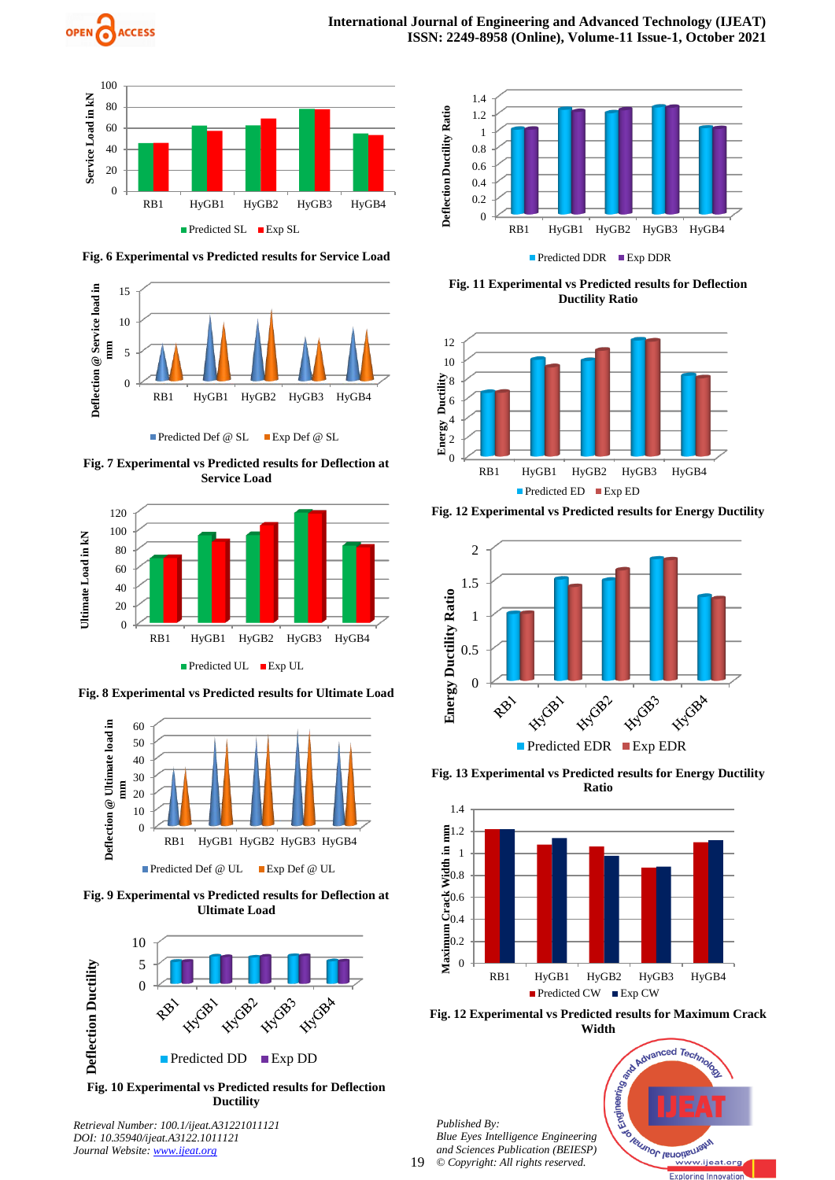100
80
60
40
20
0
Service Load in kN
RB1 HyGB1 HyGB2 HyGB3 HyGB4
Predicted SL  Exp SL

**Fig. 6 Experimental vs Predicted results for Service Load**

15
10
5
0
Deflection @ Service load in mm
RB1 HyGB1 HyGB2 HyGB3 HyGB4
Predicted Def @ SL  Exp Def @ SL

**Fig. 7 Experimental vs Predicted results for Deflection at Service Load**

120
100
80
60
40
20
0
Ultimate Load in kN
RB1 HyGB1 HyGB2 HyGB3 HyGB4
Predicted UL  Exp UL

**Fig. 8 Experimental vs Predicted results for Ultimate Load**

60
50
40
30
20
10
0
Deflection @ Ultimate load in mm
RB1 HyGB1 HyGB2 HyGB3 HyGB4
Predicted Def @ UL  Exp Def @ UL

**Fig. 9 Experimental vs Predicted results for Deflection at Ultimate Load**

10
5
0
Deflection Ductility
RB1 HyGB1 HyGB2 HyGB3 HyGB4
Predicted DD  Exp DD

**Fig. 10 Experimental vs Predicted results for Deflection Ductility**

1.4
1.2
1
0.8
0.6
0.4
0.2
0
Deflection Ductility Ratio
RB1 HyGB1 HyGB2 HyGB3 HyGB4
Predicted DDR  Exp DDR

**Fig. 11 Experimental vs Predicted results for Deflection Ductility Ratio**

12
10
8
6
4
2
0
Energy Ductility
RB1 HyGB1 HyGB2 HyGB3 HyGB4
Predicted ED  Exp ED

**Fig. 12 Experimental vs Predicted results for Energy Ductility**

2
1.5
1
0.5
0
Energy Ductility Ratio
RB1 HyGB1 HyGB2 HyGB3 HyGB4
Predicted EDR  Exp EDR

**Fig. 13 Experimental vs Predicted results for Energy Ductility Ratio**

1.4
1.2
1
0.8
0.6
0.4
0.2
0
Maximum Crack Width in mm
RB1 HyGB1 HyGB2 HyGB3 HyGB4
Predicted CW  Exp CW

**Fig. 12 Experimental vs Predicted results for Maximum Crack Width**

*Retrieval Number: 100.1/ijeat.A31221011121*
*DOI: 10.35940/ijeat.A3122.1011121*
*Journal Website: www.ijeat.org*

*Published By:*
*Blue Eyes Intelligence Engineering and Sciences Publication (BEIESP)*
*© Copyright: All rights reserved.*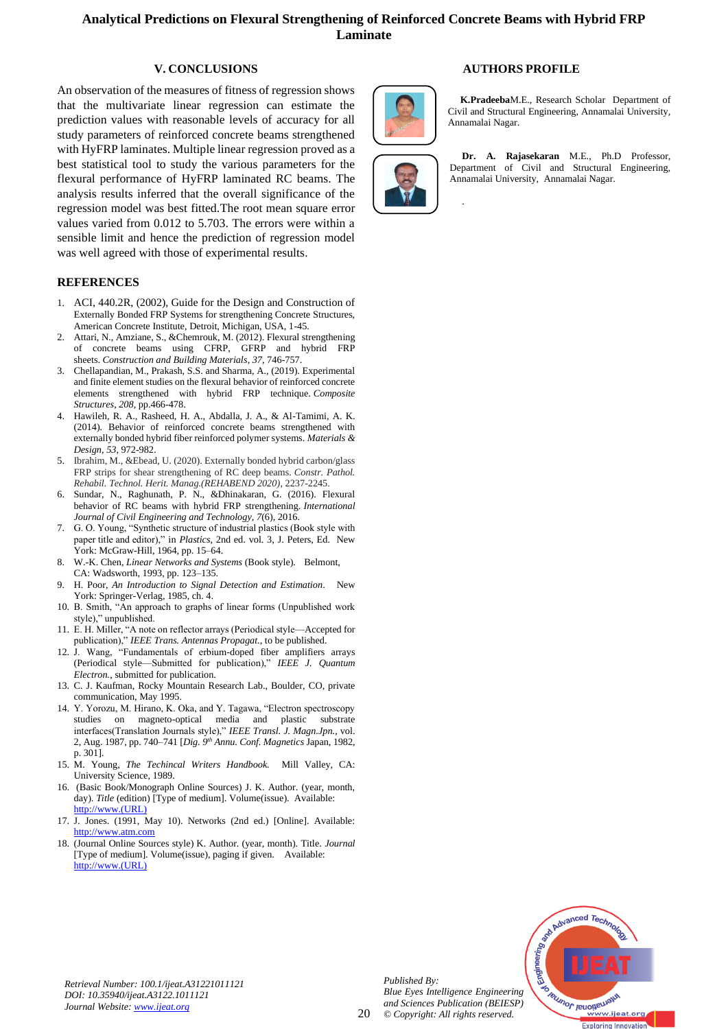## V. CONCLUSIONS

An observation of the measures of fitness of regression shows that the multivariate linear regression can estimate the prediction values with reasonable levels of accuracy for all study parameters of reinforced concrete beams strengthened with HyFRP laminates. Multiple linear regression proved as a best statistical tool to study the various parameters for the flexural performance of HyFRP laminated RC beams. The analysis results inferred that the overall significance of the regression model was best fitted.The root mean square error values varied from 0.012 to 5.703. The errors were within a sensible limit and hence the prediction of regression model was well agreed with those of experimental results.

## REFERENCES

1. ACI, 440.2R, (2002), Guide for the Design and Construction of Externally Bonded FRP Systems for strengthening Concrete Structures, American Concrete Institute, Detroit, Michigan, USA, 1-45.
2. Attari, N., Amziane, S., &Chemrouk, M. (2012). Flexural strengthening of concrete beams using CFRP, GFRP and hybrid FRP sheets. *Construction and Building Materials*, *37*, 746-757.
3. Chellapandian, M., Prakash, S.S. and Sharma, A., (2019). Experimental and finite element studies on the flexural behavior of reinforced concrete elements strengthened with hybrid FRP technique. *Composite Structures*, *208*, pp.466-478.
4. Hawileh, R. A., Rasheed, H. A., Abdalla, J. A., & Al-Tamimi, A. K. (2014). Behavior of reinforced concrete beams strengthened with externally bonded hybrid fiber reinforced polymer systems. *Materials & Design*, *53*, 972-982.
5. Ibrahim, M., &Ebead, U. (2020). Externally bonded hybrid carbon/glass FRP strips for shear strengthening of RC deep beams. *Constr. Pathol. Rehabil. Technol. Herit. Manag.(REHABEND 2020)*, 2237-2245.
6. Sundar, N., Raghunath, P. N., &Dhinakaran, G. (2016). Flexural behavior of RC beams with hybrid FRP strengthening. *International Journal of Civil Engineering and Technology*, *7*(6), 2016.
7. G. O. Young, "Synthetic structure of industrial plastics (Book style with paper title and editor)," in *Plastics*, 2nd ed. vol. 3, J. Peters, Ed. New York: McGraw-Hill, 1964, pp. 15–64.
8. W.-K. Chen, *Linear Networks and Systems* (Book style). Belmont, CA: Wadsworth, 1993, pp. 123–135.
9. H. Poor, *An Introduction to Signal Detection and Estimation*. New York: Springer-Verlag, 1985, ch. 4.
10. B. Smith, "An approach to graphs of linear forms (Unpublished work style)," unpublished.
11. E. H. Miller, "A note on reflector arrays (Periodical style—Accepted for publication)," *IEEE Trans. Antennas Propagat.*, to be published.
12. J. Wang, "Fundamentals of erbium-doped fiber amplifiers arrays (Periodical style—Submitted for publication)," *IEEE J. Quantum Electron.*, submitted for publication.
13. C. J. Kaufman, Rocky Mountain Research Lab., Boulder, CO, private communication, May 1995.
14. Y. Yorozu, M. Hirano, K. Oka, and Y. Tagawa, "Electron spectroscopy studies on magneto-optical media and plastic substrate interfaces(Translation Journals style)," *IEEE Transl. J. Magn.Jpn.*, vol. 2, Aug. 1987, pp. 740–741 [*Dig. 9th Annu. Conf. Magnetics* Japan, 1982, p. 301].
15. M. Young, *The Techincal Writers Handbook*. Mill Valley, CA: University Science, 1989.
16. (Basic Book/Monograph Online Sources) J. K. Author. (year, month, day). *Title* (edition) [Type of medium]. Volume(issue). Available: http://www.(URL)
17. J. Jones. (1991, May 10). Networks (2nd ed.) [Online]. Available: http://www.atm.com
18. (Journal Online Sources style) K. Author. (year, month). Title. *Journal* [Type of medium]. Volume(issue), paging if given. Available: http://www.(URL)

## AUTHORS PROFILE

**K.Pradeeba**M.E., Research Scholar Department of Civil and Structural Engineering, Annamalai University, Annamalai Nagar.

**Dr. A. Rajasekaran** M.E., Ph.D Professor, Department of Civil and Structural Engineering, Annamalai University, Annamalai Nagar.

Retrieval Number: 100.1/ijeat.A31221011121
DOI: 10.35940/ijeat.A3122.1011121
Journal Website: www.ijeat.org

Published By:
Blue Eyes Intelligence Engineering and Sciences Publication (BEIESP)
© Copyright: All rights reserved.